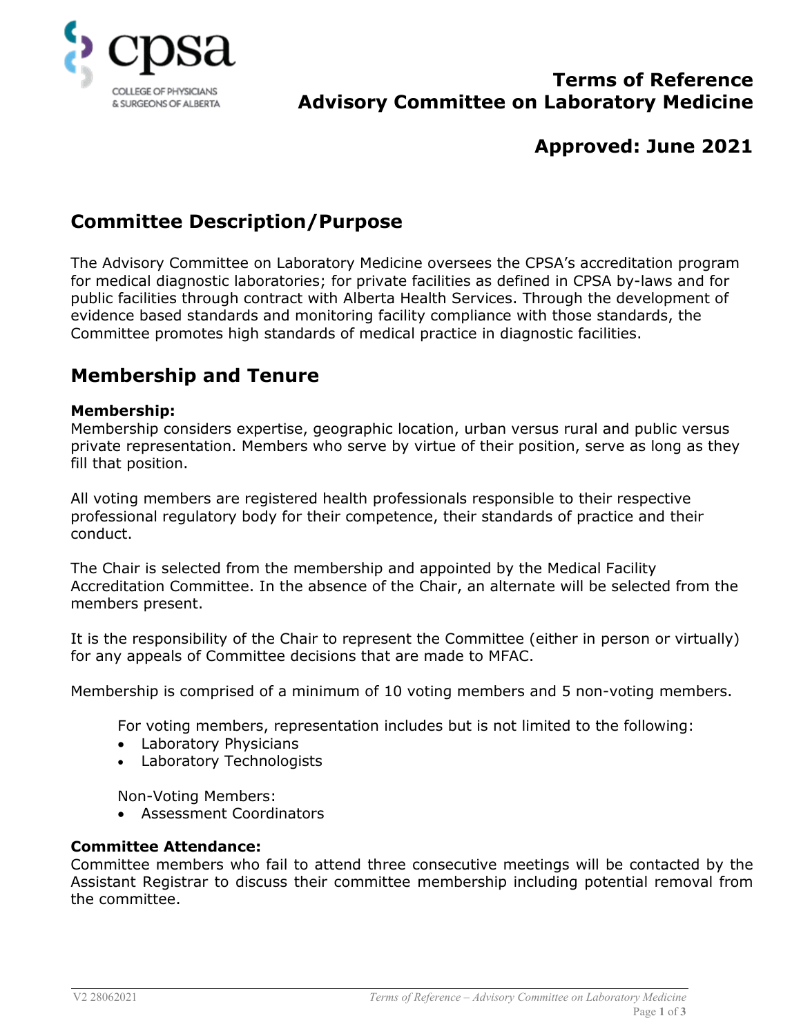# Terms of Reference
# Advisory Committee on Laboratory Medicine

## Approved: June 2021

## Committee Description/Purpose

The Advisory Committee on Laboratory Medicine oversees the CPSA's accreditation program for medical diagnostic laboratories; for private facilities as defined in CPSA by-laws and for public facilities through contract with Alberta Health Services. Through the development of evidence based standards and monitoring facility compliance with those standards, the Committee promotes high standards of medical practice in diagnostic facilities.

## Membership and Tenure

**Membership:**
Membership considers expertise, geographic location, urban versus rural and public versus private representation. Members who serve by virtue of their position, serve as long as they fill that position.

All voting members are registered health professionals responsible to their respective professional regulatory body for their competence, their standards of practice and their conduct.

The Chair is selected from the membership and appointed by the Medical Facility Accreditation Committee. In the absence of the Chair, an alternate will be selected from the members present.

It is the responsibility of the Chair to represent the Committee (either in person or virtually) for any appeals of Committee decisions that are made to MFAC.

Membership is comprised of a minimum of 10 voting members and 5 non-voting members.

For voting members, representation includes but is not limited to the following:

- Laboratory Physicians
- Laboratory Technologists

Non-Voting Members:

- Assessment Coordinators

**Committee Attendance:**
Committee members who fail to attend three consecutive meetings will be contacted by the Assistant Registrar to discuss their committee membership including potential removal from the committee.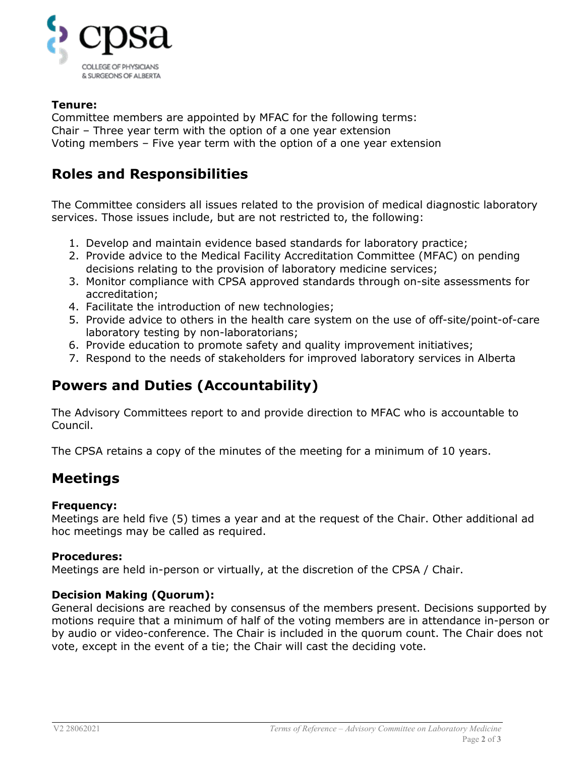**Tenure:**
Committee members are appointed by MFAC for the following terms:
Chair – Three year term with the option of a one year extension
Voting members – Five year term with the option of a one year extension

## Roles and Responsibilities

The Committee considers all issues related to the provision of medical diagnostic laboratory services. Those issues include, but are not restricted to, the following:

1. Develop and maintain evidence based standards for laboratory practice;
2. Provide advice to the Medical Facility Accreditation Committee (MFAC) on pending decisions relating to the provision of laboratory medicine services;
3. Monitor compliance with CPSA approved standards through on-site assessments for accreditation;
4. Facilitate the introduction of new technologies;
5. Provide advice to others in the health care system on the use of off-site/point-of-care laboratory testing by non-laboratorians;
6. Provide education to promote safety and quality improvement initiatives;
7. Respond to the needs of stakeholders for improved laboratory services in Alberta

## Powers and Duties (Accountability)

The Advisory Committees report to and provide direction to MFAC who is accountable to Council.

The CPSA retains a copy of the minutes of the meeting for a minimum of 10 years.

## Meetings

**Frequency:**
Meetings are held five (5) times a year and at the request of the Chair. Other additional ad hoc meetings may be called as required.

**Procedures:**
Meetings are held in-person or virtually, at the discretion of the CPSA / Chair.

**Decision Making (Quorum):**
General decisions are reached by consensus of the members present. Decisions supported by motions require that a minimum of half of the voting members are in attendance in-person or by audio or video-conference. The Chair is included in the quorum count. The Chair does not vote, except in the event of a tie; the Chair will cast the deciding vote.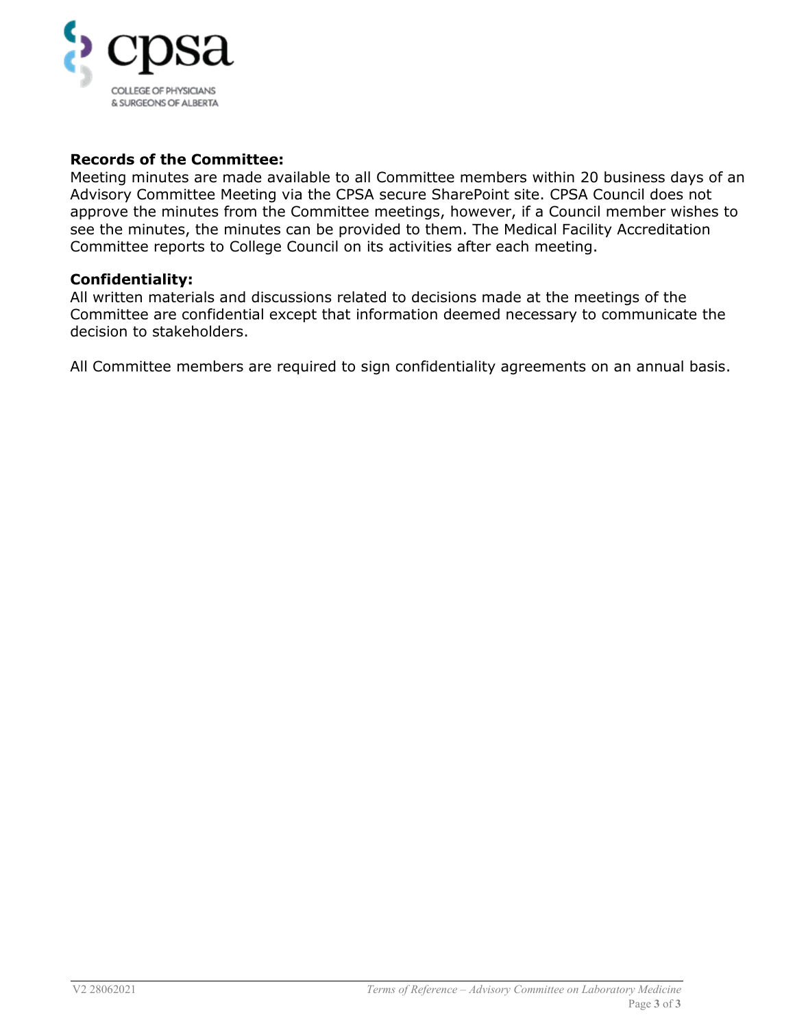**Records of the Committee:**
Meeting minutes are made available to all Committee members within 20 business days of an Advisory Committee Meeting via the CPSA secure SharePoint site. CPSA Council does not approve the minutes from the Committee meetings, however, if a Council member wishes to see the minutes, the minutes can be provided to them. The Medical Facility Accreditation Committee reports to College Council on its activities after each meeting.

**Confidentiality:**
All written materials and discussions related to decisions made at the meetings of the Committee are confidential except that information deemed necessary to communicate the decision to stakeholders.

All Committee members are required to sign confidentiality agreements on an annual basis.